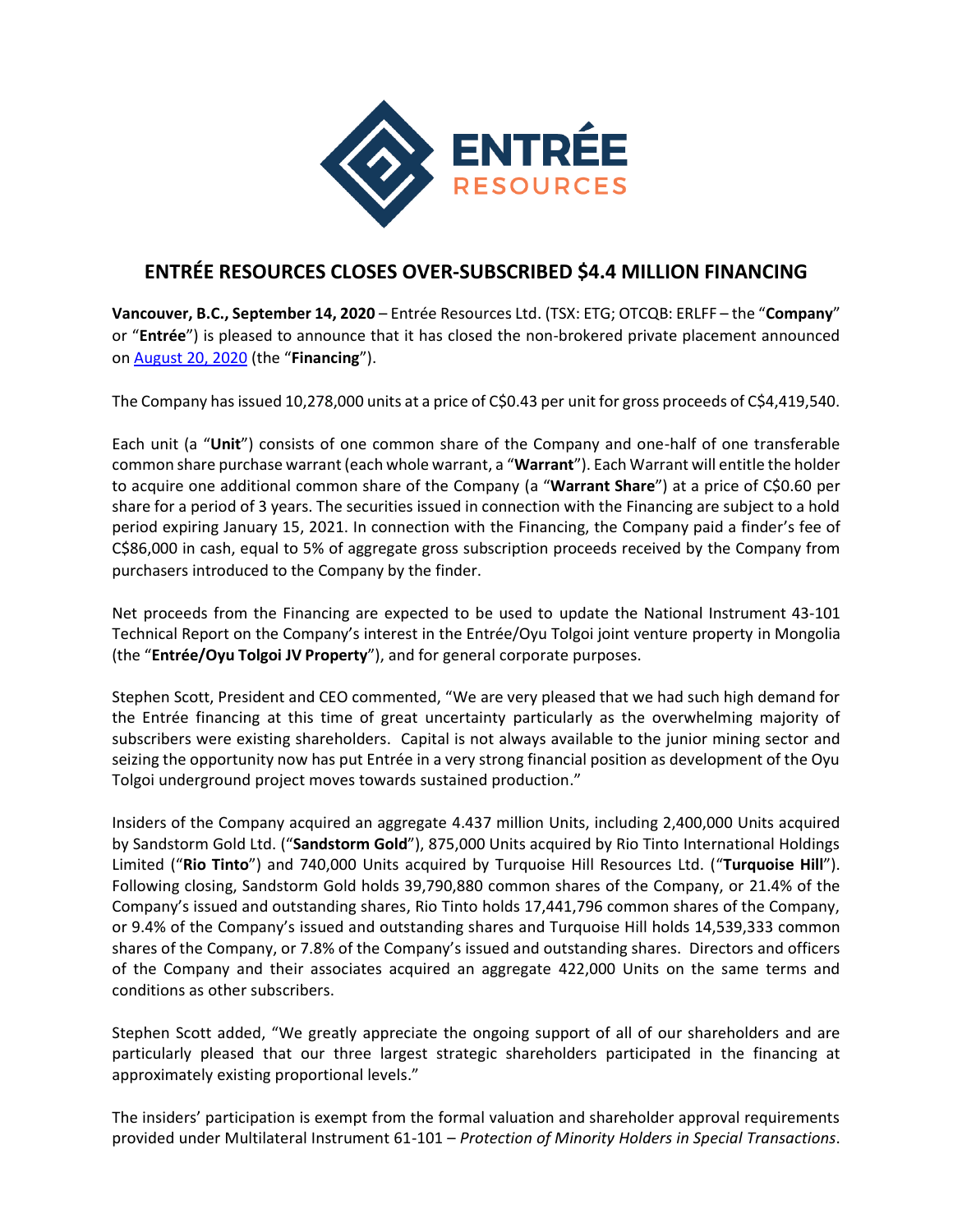# ENTRÉE RESOURCES CLOSES OVER-SUBSCRIBED $4.4 MILLION FINANCING

**Vancouver, B.C., September 14, 2020** – Entrée Resources Ltd. (TSX: ETG; OTCQB: ERLFF – the "**Company**" or "**Entrée**") is pleased to announce that it has closed the non-brokered private placement announced on August 20, 2020 (the "**Financing**").

The Company has issued 10,278,000 units at a price of C$0.43 per unit for gross proceeds of C$4,419,540.

Each unit (a "**Unit**") consists of one common share of the Company and one-half of one transferable common share purchase warrant (each whole warrant, a "**Warrant**"). Each Warrant will entitle the holder to acquire one additional common share of the Company (a "**Warrant Share**") at a price of C$0.60 per share for a period of 3 years. The securities issued in connection with the Financing are subject to a hold period expiring January 15, 2021. In connection with the Financing, the Company paid a finder's fee of C$86,000 in cash, equal to 5% of aggregate gross subscription proceeds received by the Company from purchasers introduced to the Company by the finder.

Net proceeds from the Financing are expected to be used to update the National Instrument 43-101 Technical Report on the Company's interest in the Entrée/Oyu Tolgoi joint venture property in Mongolia (the "**Entrée/Oyu Tolgoi JV Property**"), and for general corporate purposes.

Stephen Scott, President and CEO commented, "We are very pleased that we had such high demand for the Entrée financing at this time of great uncertainty particularly as the overwhelming majority of subscribers were existing shareholders. Capital is not always available to the junior mining sector and seizing the opportunity now has put Entrée in a very strong financial position as development of the Oyu Tolgoi underground project moves towards sustained production."

Insiders of the Company acquired an aggregate 4.437 million Units, including 2,400,000 Units acquired by Sandstorm Gold Ltd. ("**Sandstorm Gold**"), 875,000 Units acquired by Rio Tinto International Holdings Limited ("**Rio Tinto**") and 740,000 Units acquired by Turquoise Hill Resources Ltd. ("**Turquoise Hill**"). Following closing, Sandstorm Gold holds 39,790,880 common shares of the Company, or 21.4% of the Company's issued and outstanding shares, Rio Tinto holds 17,441,796 common shares of the Company, or 9.4% of the Company's issued and outstanding shares and Turquoise Hill holds 14,539,333 common shares of the Company, or 7.8% of the Company's issued and outstanding shares. Directors and officers of the Company and their associates acquired an aggregate 422,000 Units on the same terms and conditions as other subscribers.

Stephen Scott added, "We greatly appreciate the ongoing support of all of our shareholders and are particularly pleased that our three largest strategic shareholders participated in the financing at approximately existing proportional levels."

The insiders' participation is exempt from the formal valuation and shareholder approval requirements provided under Multilateral Instrument 61-101 – *Protection of Minority Holders in Special Transactions*.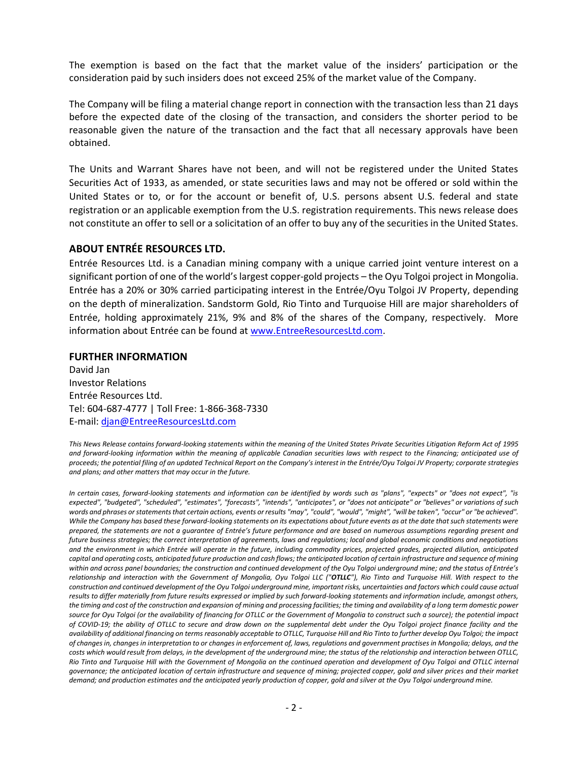The exemption is based on the fact that the market value of the insiders' participation or the consideration paid by such insiders does not exceed 25% of the market value of the Company.

The Company will be filing a material change report in connection with the transaction less than 21 days before the expected date of the closing of the transaction, and considers the shorter period to be reasonable given the nature of the transaction and the fact that all necessary approvals have been obtained.

The Units and Warrant Shares have not been, and will not be registered under the United States Securities Act of 1933, as amended, or state securities laws and may not be offered or sold within the United States or to, or for the account or benefit of, U.S. persons absent U.S. federal and state registration or an applicable exemption from the U.S. registration requirements. This news release does not constitute an offer to sell or a solicitation of an offer to buy any of the securities in the United States.

## ABOUT ENTRÉE RESOURCES LTD.

Entrée Resources Ltd. is a Canadian mining company with a unique carried joint venture interest on a significant portion of one of the world's largest copper-gold projects – the Oyu Tolgoi project in Mongolia. Entrée has a 20% or 30% carried participating interest in the Entrée/Oyu Tolgoi JV Property, depending on the depth of mineralization. Sandstorm Gold, Rio Tinto and Turquoise Hill are major shareholders of Entrée, holding approximately 21%, 9% and 8% of the shares of the Company, respectively. More information about Entrée can be found at www.EntreeResourcesLtd.com.

## FURTHER INFORMATION

David Jan
Investor Relations
Entrée Resources Ltd.
Tel: 604-687-4777 | Toll Free: 1-866-368-7330
E-mail: djan@EntreeResourcesLtd.com

*This News Release contains forward-looking statements within the meaning of the United States Private Securities Litigation Reform Act of 1995 and forward-looking information within the meaning of applicable Canadian securities laws with respect to the Financing; anticipated use of proceeds; the potential filing of an updated Technical Report on the Company's interest in the Entrée/Oyu Tolgoi JV Property; corporate strategies and plans; and other matters that may occur in the future.*

*In certain cases, forward-looking statements and information can be identified by words such as "plans", "expects" or "does not expect", "is expected", "budgeted", "scheduled", "estimates", "forecasts", "intends", "anticipates", or "does not anticipate" or "believes" or variations of such words and phrases or statements that certain actions, events or results "may", "could", "would", "might", "will be taken", "occur" or "be achieved". While the Company has based these forward-looking statements on its expectations about future events as at the date that such statements were prepared, the statements are not a guarantee of Entrée's future performance and are based on numerous assumptions regarding present and future business strategies; the correct interpretation of agreements, laws and regulations; local and global economic conditions and negotiations and the environment in which Entrée will operate in the future, including commodity prices, projected grades, projected dilution, anticipated capital and operating costs, anticipated future production and cash flows; the anticipated location of certain infrastructure and sequence of mining within and across panel boundaries; the construction and continued development of the Oyu Tolgoi underground mine; and the status of Entrée's relationship and interaction with the Government of Mongolia, Oyu Tolgoi LLC ("**OTLLC**"), Rio Tinto and Turquoise Hill. With respect to the construction and continued development of the Oyu Tolgoi underground mine, important risks, uncertainties and factors which could cause actual results to differ materially from future results expressed or implied by such forward-looking statements and information include, amongst others, the timing and cost of the construction and expansion of mining and processing facilities; the timing and availability of a long term domestic power source for Oyu Tolgoi (or the availability of financing for OTLLC or the Government of Mongolia to construct such a source); the potential impact of COVID-19; the ability of OTLLC to secure and draw down on the supplemental debt under the Oyu Tolgoi project finance facility and the availability of additional financing on terms reasonably acceptable to OTLLC, Turquoise Hill and Rio Tinto to further develop Oyu Tolgoi; the impact of changes in, changes in interpretation to or changes in enforcement of, laws, regulations and government practises in Mongolia; delays, and the costs which would result from delays, in the development of the underground mine; the status of the relationship and interaction between OTLLC, Rio Tinto and Turquoise Hill with the Government of Mongolia on the continued operation and development of Oyu Tolgoi and OTLLC internal governance; the anticipated location of certain infrastructure and sequence of mining; projected copper, gold and silver prices and their market demand; and production estimates and the anticipated yearly production of copper, gold and silver at the Oyu Tolgoi underground mine.*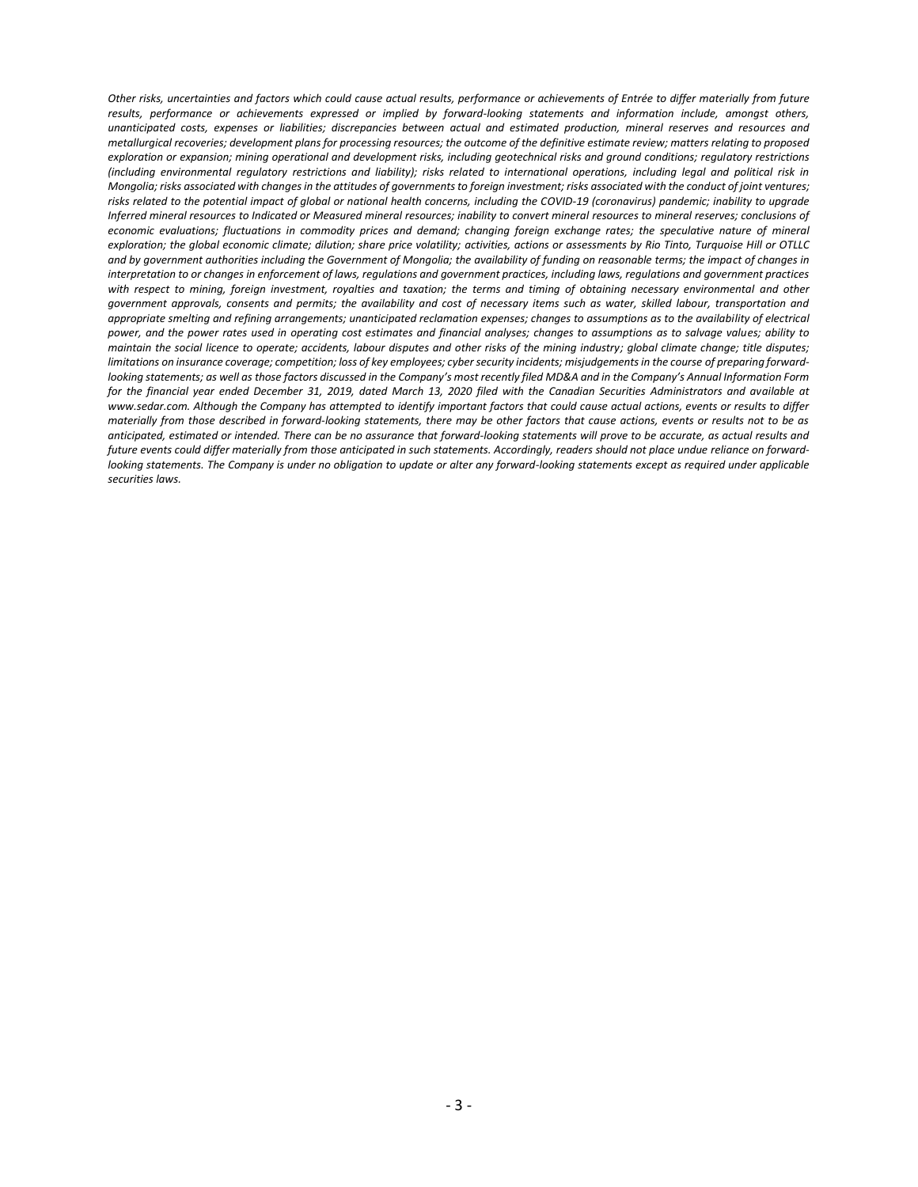*Other risks, uncertainties and factors which could cause actual results, performance or achievements of Entrée to differ materially from future results, performance or achievements expressed or implied by forward-looking statements and information include, amongst others, unanticipated costs, expenses or liabilities; discrepancies between actual and estimated production, mineral reserves and resources and metallurgical recoveries; development plans for processing resources; the outcome of the definitive estimate review; matters relating to proposed exploration or expansion; mining operational and development risks, including geotechnical risks and ground conditions; regulatory restrictions (including environmental regulatory restrictions and liability); risks related to international operations, including legal and political risk in Mongolia; risks associated with changes in the attitudes of governments to foreign investment; risks associated with the conduct of joint ventures; risks related to the potential impact of global or national health concerns, including the COVID-19 (coronavirus) pandemic; inability to upgrade Inferred mineral resources to Indicated or Measured mineral resources; inability to convert mineral resources to mineral reserves; conclusions of economic evaluations; fluctuations in commodity prices and demand; changing foreign exchange rates; the speculative nature of mineral exploration; the global economic climate; dilution; share price volatility; activities, actions or assessments by Rio Tinto, Turquoise Hill or OTLLC and by government authorities including the Government of Mongolia; the availability of funding on reasonable terms; the impact of changes in interpretation to or changes in enforcement of laws, regulations and government practices, including laws, regulations and government practices with respect to mining, foreign investment, royalties and taxation; the terms and timing of obtaining necessary environmental and other government approvals, consents and permits; the availability and cost of necessary items such as water, skilled labour, transportation and appropriate smelting and refining arrangements; unanticipated reclamation expenses; changes to assumptions as to the availability of electrical power, and the power rates used in operating cost estimates and financial analyses; changes to assumptions as to salvage values; ability to maintain the social licence to operate; accidents, labour disputes and other risks of the mining industry; global climate change; title disputes; limitations on insurance coverage; competition; loss of key employees; cyber security incidents; misjudgements in the course of preparing forward-looking statements; as well as those factors discussed in the Company's most recently filed MD&A and in the Company's Annual Information Form for the financial year ended December 31, 2019, dated March 13, 2020 filed with the Canadian Securities Administrators and available at www.sedar.com. Although the Company has attempted to identify important factors that could cause actual actions, events or results to differ materially from those described in forward-looking statements, there may be other factors that cause actions, events or results not to be as anticipated, estimated or intended. There can be no assurance that forward-looking statements will prove to be accurate, as actual results and future events could differ materially from those anticipated in such statements. Accordingly, readers should not place undue reliance on forward-looking statements. The Company is under no obligation to update or alter any forward-looking statements except as required under applicable securities laws.*